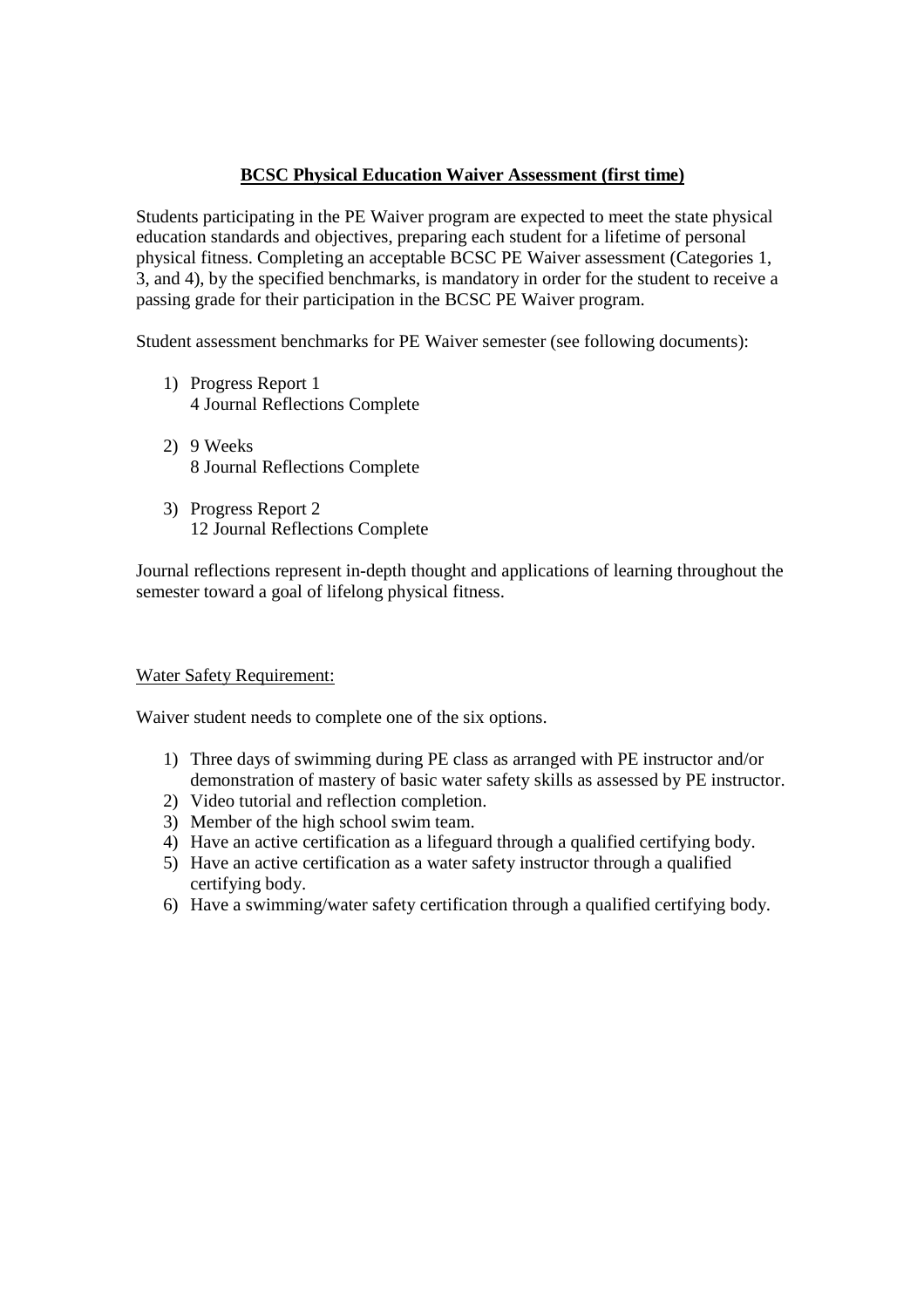# **BCSC Physical Education Waiver Assessment (first time)**

Students participating in the PE Waiver program are expected to meet the state physical education standards and objectives, preparing each student for a lifetime of personal physical fitness. Completing an acceptable BCSC PE Waiver assessment (Categories 1, 3, and 4), by the specified benchmarks, is mandatory in order for the student to receive a passing grade for their participation in the BCSC PE Waiver program.

Student assessment benchmarks for PE Waiver semester (see following documents):

1) Progress Report 1
   4 Journal Reflections Complete

2) 9 Weeks
   8 Journal Reflections Complete

3) Progress Report 2
   12 Journal Reflections Complete

Journal reflections represent in-depth thought and applications of learning throughout the semester toward a goal of lifelong physical fitness.

<u>Water Safety Requirement:</u>

Waiver student needs to complete one of the six options.

1) Three days of swimming during PE class as arranged with PE instructor and/or demonstration of mastery of basic water safety skills as assessed by PE instructor.
2) Video tutorial and reflection completion.
3) Member of the high school swim team.
4) Have an active certification as a lifeguard through a qualified certifying body.
5) Have an active certification as a water safety instructor through a qualified certifying body.
6) Have a swimming/water safety certification through a qualified certifying body.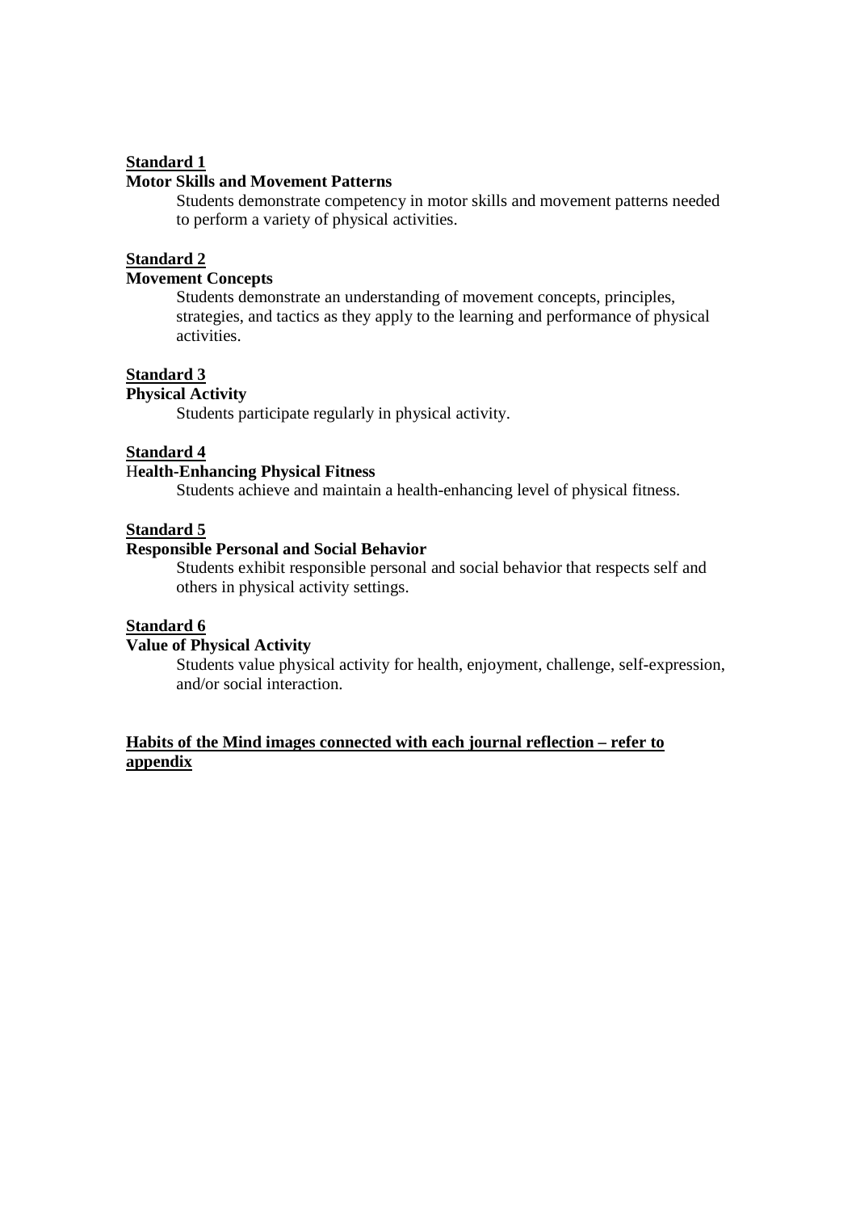**<u>Standard 1</u>**
**Motor Skills and Movement Patterns**

Students demonstrate competency in motor skills and movement patterns needed to perform a variety of physical activities.

**<u>Standard 2</u>**
**Movement Concepts**

Students demonstrate an understanding of movement concepts, principles, strategies, and tactics as they apply to the learning and performance of physical activities.

**<u>Standard 3</u>**
**Physical Activity**

Students participate regularly in physical activity.

**<u>Standard 4</u>**
H**ealth-Enhancing Physical Fitness**

Students achieve and maintain a health-enhancing level of physical fitness.

**<u>Standard 5</u>**
**Responsible Personal and Social Behavior**

Students exhibit responsible personal and social behavior that respects self and others in physical activity settings.

**<u>Standard 6</u>**
**Value of Physical Activity**

Students value physical activity for health, enjoyment, challenge, self-expression, and/or social interaction.

**<u>Habits of the Mind images connected with each journal reflection – refer to appendix</u>**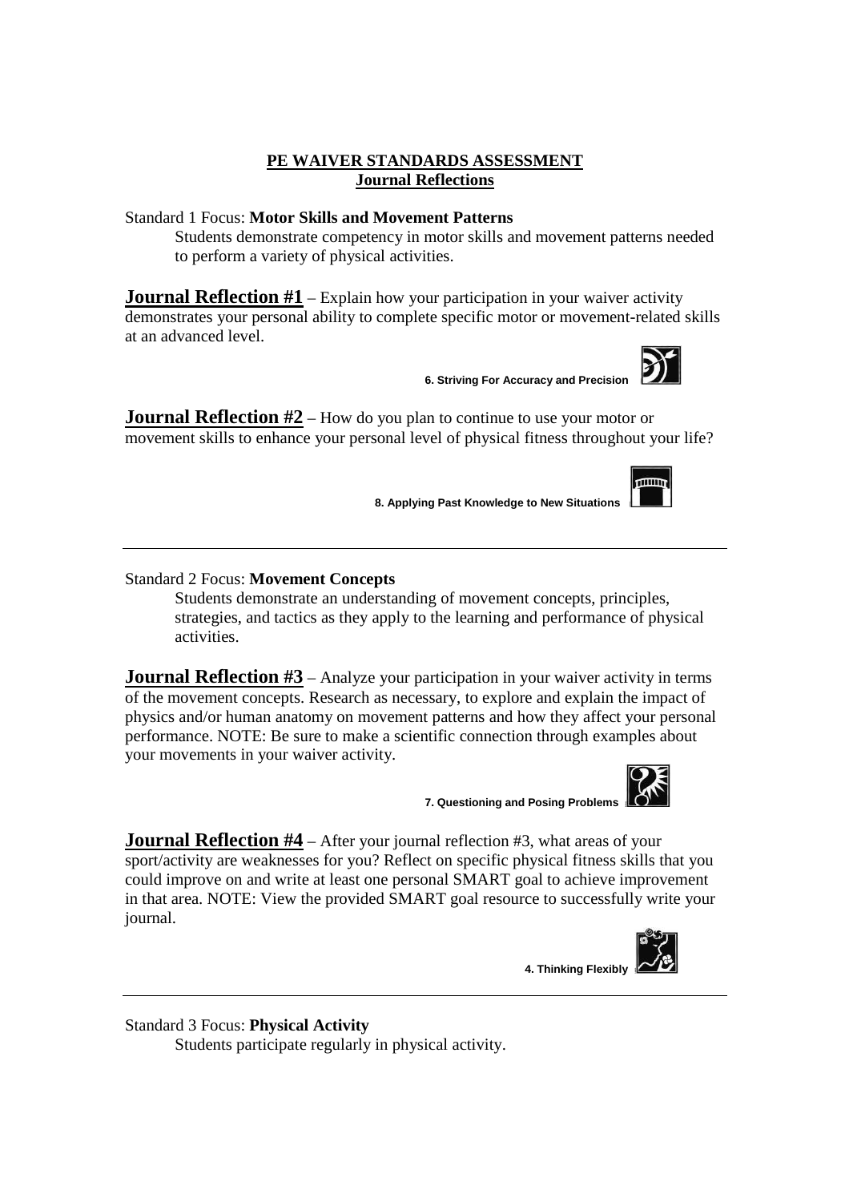**PE WAIVER STANDARDS ASSESSMENT**
**Journal Reflections**

Standard 1 Focus: **Motor Skills and Movement Patterns**

Students demonstrate competency in motor skills and movement patterns needed to perform a variety of physical activities.

**Journal Reflection #1** – Explain how your participation in your waiver activity demonstrates your personal ability to complete specific motor or movement-related skills at an advanced level.

**6. Striving For Accuracy and Precision**

**Journal Reflection #2** – How do you plan to continue to use your motor or movement skills to enhance your personal level of physical fitness throughout your life?

**8. Applying Past Knowledge to New Situations**

---

Standard 2 Focus: **Movement Concepts**

Students demonstrate an understanding of movement concepts, principles, strategies, and tactics as they apply to the learning and performance of physical activities.

**Journal Reflection #3** – Analyze your participation in your waiver activity in terms of the movement concepts. Research as necessary, to explore and explain the impact of physics and/or human anatomy on movement patterns and how they affect your personal performance. NOTE: Be sure to make a scientific connection through examples about your movements in your waiver activity.

**7. Questioning and Posing Problems**

**Journal Reflection #4** – After your journal reflection #3, what areas of your sport/activity are weaknesses for you? Reflect on specific physical fitness skills that you could improve on and write at least one personal SMART goal to achieve improvement in that area. NOTE: View the provided SMART goal resource to successfully write your journal.

**4. Thinking Flexibly**

---

Standard 3 Focus: **Physical Activity**

Students participate regularly in physical activity.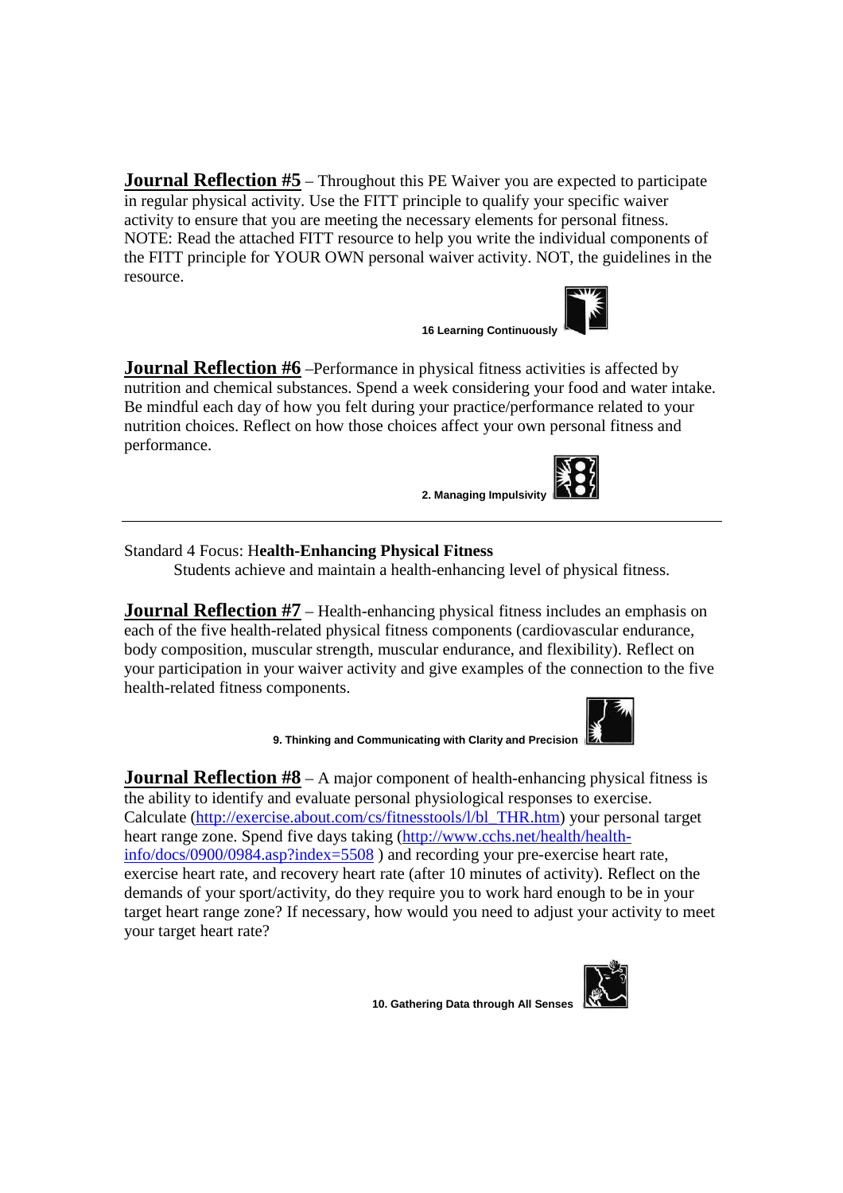**Journal Reflection #5** – Throughout this PE Waiver you are expected to participate in regular physical activity. Use the FITT principle to qualify your specific waiver activity to ensure that you are meeting the necessary elements for personal fitness. NOTE: Read the attached FITT resource to help you write the individual components of the FITT principle for YOUR OWN personal waiver activity. NOT, the guidelines in the resource.

**16 Learning Continuously**

**Journal Reflection #6** –Performance in physical fitness activities is affected by nutrition and chemical substances. Spend a week considering your food and water intake. Be mindful each day of how you felt during your practice/performance related to your nutrition choices. Reflect on how those choices affect your own personal fitness and performance.

**2. Managing Impulsivity**

---

Standard 4 Focus: H**ealth-Enhancing Physical Fitness**

Students achieve and maintain a health-enhancing level of physical fitness.

**Journal Reflection #7** – Health-enhancing physical fitness includes an emphasis on each of the five health-related physical fitness components (cardiovascular endurance, body composition, muscular strength, muscular endurance, and flexibility). Reflect on your participation in your waiver activity and give examples of the connection to the five health-related fitness components.

**9. Thinking and Communicating with Clarity and Precision**

**Journal Reflection #8** – A major component of health-enhancing physical fitness is the ability to identify and evaluate personal physiological responses to exercise. Calculate (http://exercise.about.com/cs/fitnesstools/l/bl_THR.htm) your personal target heart range zone. Spend five days taking (http://www.cchs.net/health/health-info/docs/0900/0984.asp?index=5508 ) and recording your pre-exercise heart rate, exercise heart rate, and recovery heart rate (after 10 minutes of activity). Reflect on the demands of your sport/activity, do they require you to work hard enough to be in your target heart range zone? If necessary, how would you need to adjust your activity to meet your target heart rate?

**10. Gathering Data through All Senses**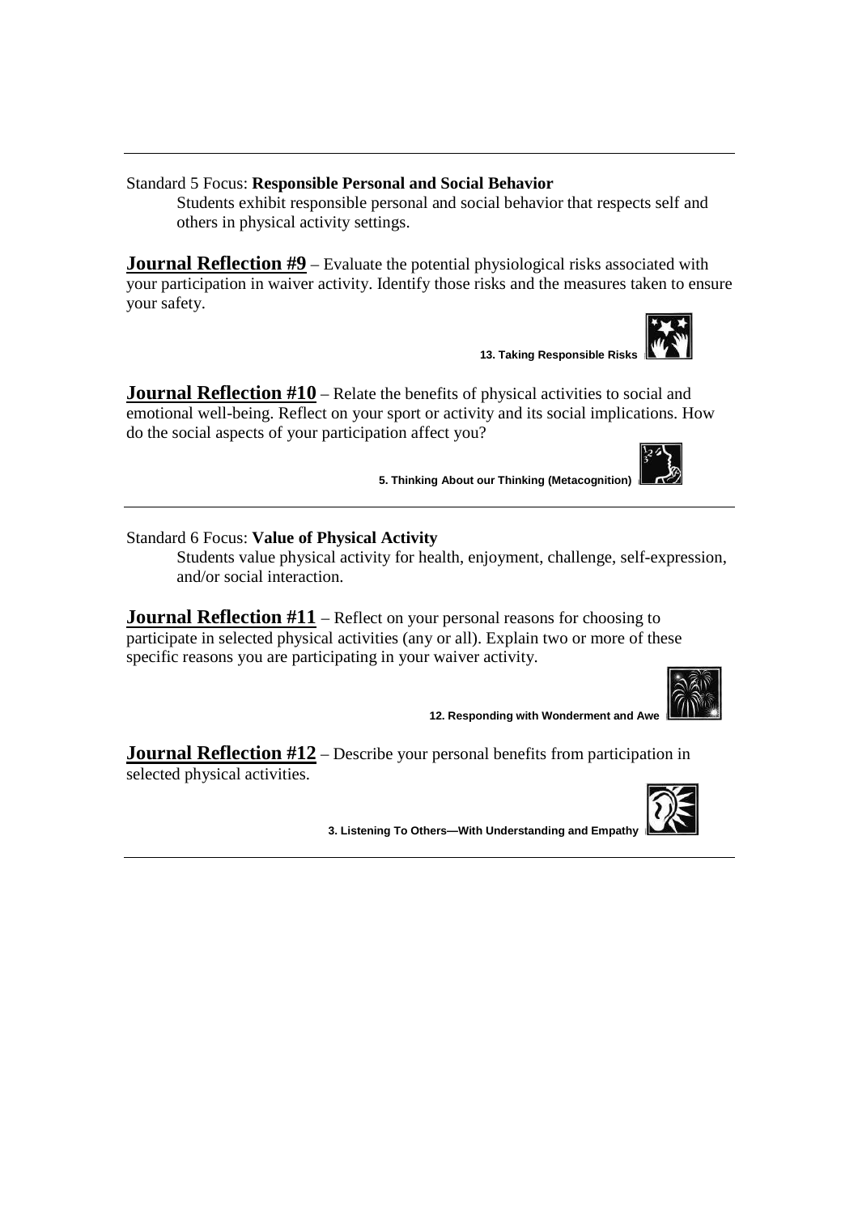---

Standard 5 Focus: **Responsible Personal and Social Behavior**

Students exhibit responsible personal and social behavior that respects self and others in physical activity settings.

**Journal Reflection #9** – Evaluate the potential physiological risks associated with your participation in waiver activity. Identify those risks and the measures taken to ensure your safety.

**13. Taking Responsible Risks**

**Journal Reflection #10** – Relate the benefits of physical activities to social and emotional well-being. Reflect on your sport or activity and its social implications. How do the social aspects of your participation affect you?

**5. Thinking About our Thinking (Metacognition)**

---

Standard 6 Focus: **Value of Physical Activity**

Students value physical activity for health, enjoyment, challenge, self-expression, and/or social interaction.

**Journal Reflection #11** – Reflect on your personal reasons for choosing to participate in selected physical activities (any or all). Explain two or more of these specific reasons you are participating in your waiver activity.

**12. Responding with Wonderment and Awe**

**Journal Reflection #12** – Describe your personal benefits from participation in selected physical activities.

**3. Listening To Others—With Understanding and Empathy**

---